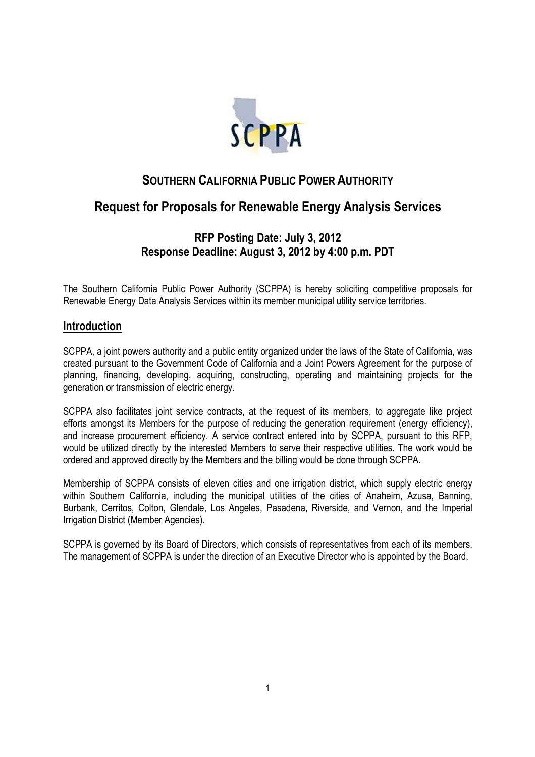SCPPA

# SOUTHERN CALIFORNIA PUBLIC POWER AUTHORITY

# Request for Proposals for Renewable Energy Analysis Services

### RFP Posting Date: July 3, 2012
### Response Deadline: August 3, 2012 by 4:00 p.m. PDT

The Southern California Public Power Authority (SCPPA) is hereby soliciting competitive proposals for Renewable Energy Data Analysis Services within its member municipal utility service territories.

## Introduction

SCPPA, a joint powers authority and a public entity organized under the laws of the State of California, was created pursuant to the Government Code of California and a Joint Powers Agreement for the purpose of planning, financing, developing, acquiring, constructing, operating and maintaining projects for the generation or transmission of electric energy.

SCPPA also facilitates joint service contracts, at the request of its members, to aggregate like project efforts amongst its Members for the purpose of reducing the generation requirement (energy efficiency), and increase procurement efficiency. A service contract entered into by SCPPA, pursuant to this RFP, would be utilized directly by the interested Members to serve their respective utilities. The work would be ordered and approved directly by the Members and the billing would be done through SCPPA.

Membership of SCPPA consists of eleven cities and one irrigation district, which supply electric energy within Southern California, including the municipal utilities of the cities of Anaheim, Azusa, Banning, Burbank, Cerritos, Colton, Glendale, Los Angeles, Pasadena, Riverside, and Vernon, and the Imperial Irrigation District (Member Agencies).

SCPPA is governed by its Board of Directors, which consists of representatives from each of its members. The management of SCPPA is under the direction of an Executive Director who is appointed by the Board.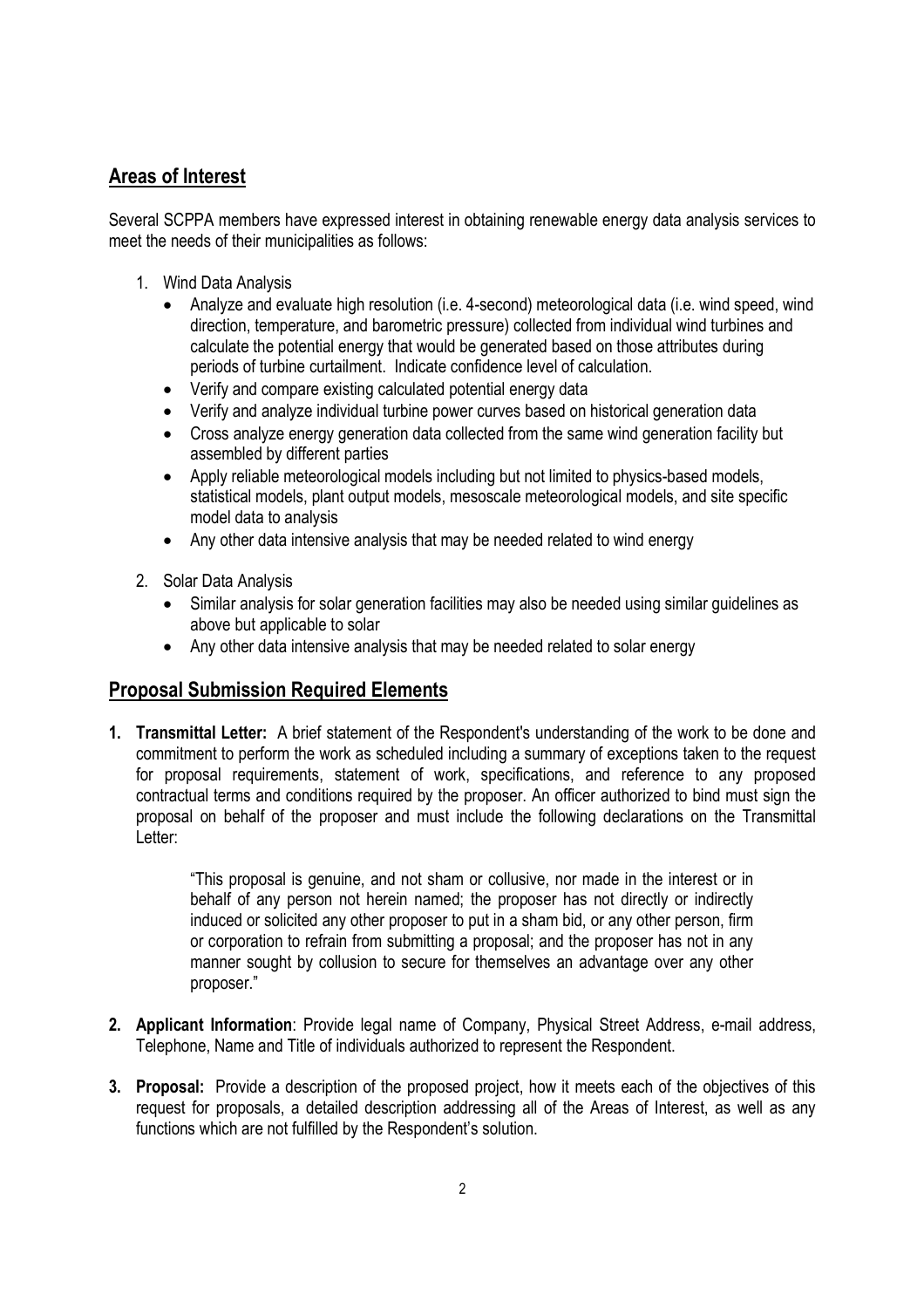## Areas of Interest

Several SCPPA members have expressed interest in obtaining renewable energy data analysis services to meet the needs of their municipalities as follows:

1. Wind Data Analysis
   - Analyze and evaluate high resolution (i.e. 4-second) meteorological data (i.e. wind speed, wind direction, temperature, and barometric pressure) collected from individual wind turbines and calculate the potential energy that would be generated based on those attributes during periods of turbine curtailment. Indicate confidence level of calculation.
   - Verify and compare existing calculated potential energy data
   - Verify and analyze individual turbine power curves based on historical generation data
   - Cross analyze energy generation data collected from the same wind generation facility but assembled by different parties
   - Apply reliable meteorological models including but not limited to physics-based models, statistical models, plant output models, mesoscale meteorological models, and site specific model data to analysis
   - Any other data intensive analysis that may be needed related to wind energy

2. Solar Data Analysis
   - Similar analysis for solar generation facilities may also be needed using similar guidelines as above but applicable to solar
   - Any other data intensive analysis that may be needed related to solar energy

## Proposal Submission Required Elements

1. **Transmittal Letter:** A brief statement of the Respondent's understanding of the work to be done and commitment to perform the work as scheduled including a summary of exceptions taken to the request for proposal requirements, statement of work, specifications, and reference to any proposed contractual terms and conditions required by the proposer. An officer authorized to bind must sign the proposal on behalf of the proposer and must include the following declarations on the Transmittal Letter:

   > "This proposal is genuine, and not sham or collusive, nor made in the interest or in behalf of any person not herein named; the proposer has not directly or indirectly induced or solicited any other proposer to put in a sham bid, or any other person, firm or corporation to refrain from submitting a proposal; and the proposer has not in any manner sought by collusion to secure for themselves an advantage over any other proposer."

2. **Applicant Information**: Provide legal name of Company, Physical Street Address, e-mail address, Telephone, Name and Title of individuals authorized to represent the Respondent.

3. **Proposal:** Provide a description of the proposed project, how it meets each of the objectives of this request for proposals, a detailed description addressing all of the Areas of Interest, as well as any functions which are not fulfilled by the Respondent's solution.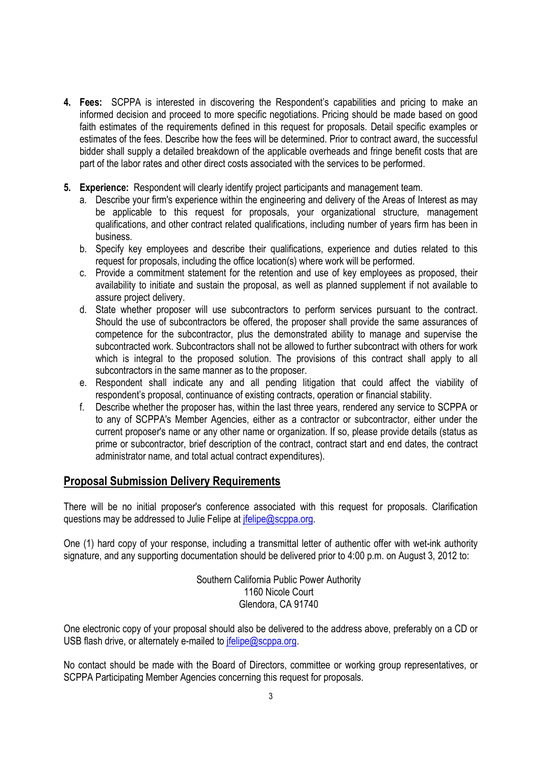4. **Fees:** SCPPA is interested in discovering the Respondent's capabilities and pricing to make an informed decision and proceed to more specific negotiations. Pricing should be made based on good faith estimates of the requirements defined in this request for proposals. Detail specific examples or estimates of the fees. Describe how the fees will be determined. Prior to contract award, the successful bidder shall supply a detailed breakdown of the applicable overheads and fringe benefit costs that are part of the labor rates and other direct costs associated with the services to be performed.

5. **Experience:** Respondent will clearly identify project participants and management team.
   a. Describe your firm's experience within the engineering and delivery of the Areas of Interest as may be applicable to this request for proposals, your organizational structure, management qualifications, and other contract related qualifications, including number of years firm has been in business.
   b. Specify key employees and describe their qualifications, experience and duties related to this request for proposals, including the office location(s) where work will be performed.
   c. Provide a commitment statement for the retention and use of key employees as proposed, their availability to initiate and sustain the proposal, as well as planned supplement if not available to assure project delivery.
   d. State whether proposer will use subcontractors to perform services pursuant to the contract. Should the use of subcontractors be offered, the proposer shall provide the same assurances of competence for the subcontractor, plus the demonstrated ability to manage and supervise the subcontracted work. Subcontractors shall not be allowed to further subcontract with others for work which is integral to the proposed solution. The provisions of this contract shall apply to all subcontractors in the same manner as to the proposer.
   e. Respondent shall indicate any and all pending litigation that could affect the viability of respondent's proposal, continuance of existing contracts, operation or financial stability.
   f. Describe whether the proposer has, within the last three years, rendered any service to SCPPA or to any of SCPPA's Member Agencies, either as a contractor or subcontractor, either under the current proposer's name or any other name or organization. If so, please provide details (status as prime or subcontractor, brief description of the contract, contract start and end dates, the contract administrator name, and total actual contract expenditures).

## Proposal Submission Delivery Requirements

There will be no initial proposer's conference associated with this request for proposals. Clarification questions may be addressed to Julie Felipe at jfelipe@scppa.org.

One (1) hard copy of your response, including a transmittal letter of authentic offer with wet-ink authority signature, and any supporting documentation should be delivered prior to 4:00 p.m. on August 3, 2012 to:

Southern California Public Power Authority
1160 Nicole Court
Glendora, CA 91740

One electronic copy of your proposal should also be delivered to the address above, preferably on a CD or USB flash drive, or alternately e-mailed to jfelipe@scppa.org.

No contact should be made with the Board of Directors, committee or working group representatives, or SCPPA Participating Member Agencies concerning this request for proposals.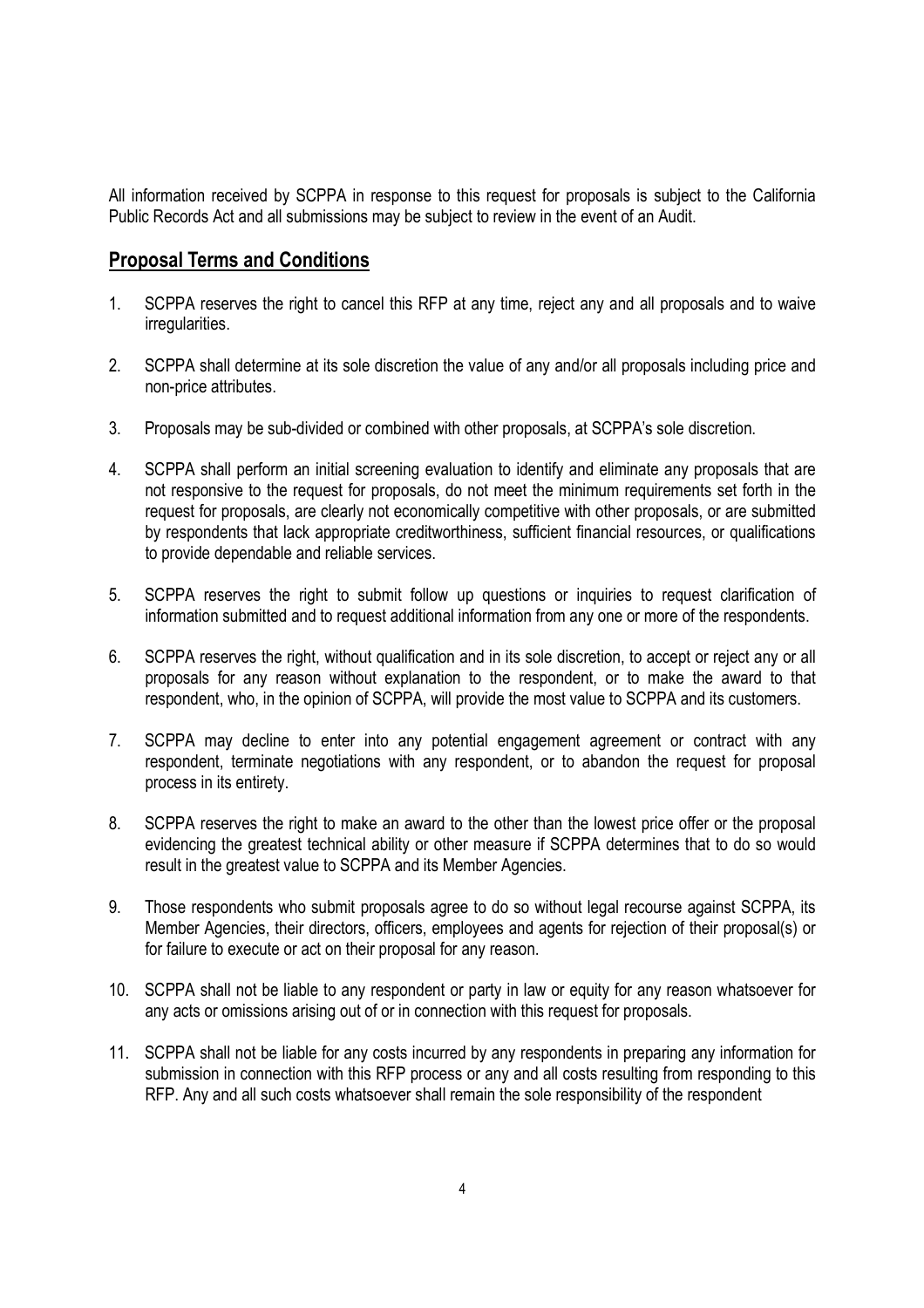All information received by SCPPA in response to this request for proposals is subject to the California Public Records Act and all submissions may be subject to review in the event of an Audit.

## Proposal Terms and Conditions

1. SCPPA reserves the right to cancel this RFP at any time, reject any and all proposals and to waive irregularities.

2. SCPPA shall determine at its sole discretion the value of any and/or all proposals including price and non-price attributes.

3. Proposals may be sub-divided or combined with other proposals, at SCPPA's sole discretion.

4. SCPPA shall perform an initial screening evaluation to identify and eliminate any proposals that are not responsive to the request for proposals, do not meet the minimum requirements set forth in the request for proposals, are clearly not economically competitive with other proposals, or are submitted by respondents that lack appropriate creditworthiness, sufficient financial resources, or qualifications to provide dependable and reliable services.

5. SCPPA reserves the right to submit follow up questions or inquiries to request clarification of information submitted and to request additional information from any one or more of the respondents.

6. SCPPA reserves the right, without qualification and in its sole discretion, to accept or reject any or all proposals for any reason without explanation to the respondent, or to make the award to that respondent, who, in the opinion of SCPPA, will provide the most value to SCPPA and its customers.

7. SCPPA may decline to enter into any potential engagement agreement or contract with any respondent, terminate negotiations with any respondent, or to abandon the request for proposal process in its entirety.

8. SCPPA reserves the right to make an award to the other than the lowest price offer or the proposal evidencing the greatest technical ability or other measure if SCPPA determines that to do so would result in the greatest value to SCPPA and its Member Agencies.

9. Those respondents who submit proposals agree to do so without legal recourse against SCPPA, its Member Agencies, their directors, officers, employees and agents for rejection of their proposal(s) or for failure to execute or act on their proposal for any reason.

10. SCPPA shall not be liable to any respondent or party in law or equity for any reason whatsoever for any acts or omissions arising out of or in connection with this request for proposals.

11. SCPPA shall not be liable for any costs incurred by any respondents in preparing any information for submission in connection with this RFP process or any and all costs resulting from responding to this RFP. Any and all such costs whatsoever shall remain the sole responsibility of the respondent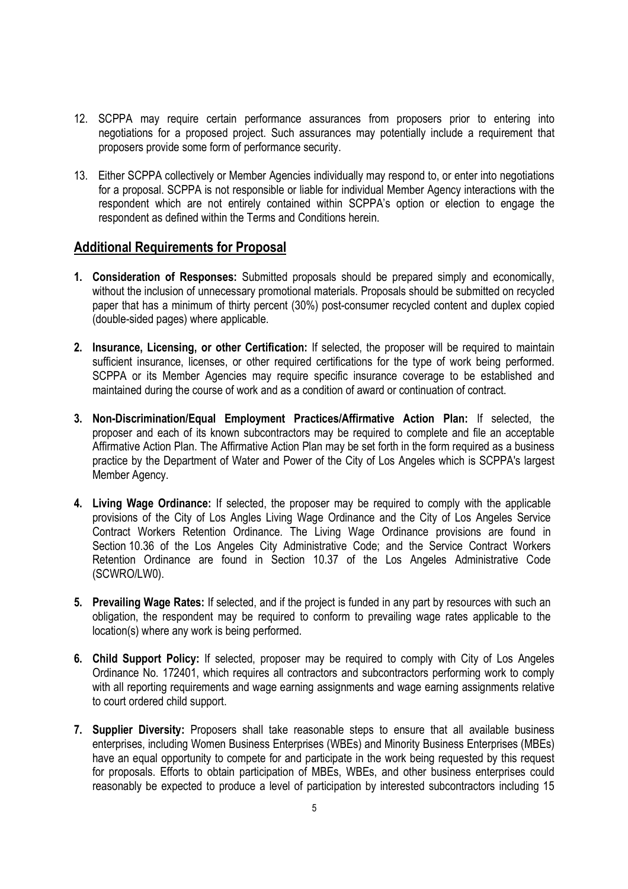12. SCPPA may require certain performance assurances from proposers prior to entering into negotiations for a proposed project. Such assurances may potentially include a requirement that proposers provide some form of performance security.

13. Either SCPPA collectively or Member Agencies individually may respond to, or enter into negotiations for a proposal. SCPPA is not responsible or liable for individual Member Agency interactions with the respondent which are not entirely contained within SCPPA's option or election to engage the respondent as defined within the Terms and Conditions herein.

## Additional Requirements for Proposal

1. **Consideration of Responses:** Submitted proposals should be prepared simply and economically, without the inclusion of unnecessary promotional materials. Proposals should be submitted on recycled paper that has a minimum of thirty percent (30%) post-consumer recycled content and duplex copied (double-sided pages) where applicable.

2. **Insurance, Licensing, or other Certification:** If selected, the proposer will be required to maintain sufficient insurance, licenses, or other required certifications for the type of work being performed. SCPPA or its Member Agencies may require specific insurance coverage to be established and maintained during the course of work and as a condition of award or continuation of contract.

3. **Non-Discrimination/Equal Employment Practices/Affirmative Action Plan:** If selected, the proposer and each of its known subcontractors may be required to complete and file an acceptable Affirmative Action Plan. The Affirmative Action Plan may be set forth in the form required as a business practice by the Department of Water and Power of the City of Los Angeles which is SCPPA's largest Member Agency.

4. **Living Wage Ordinance:** If selected, the proposer may be required to comply with the applicable provisions of the City of Los Angles Living Wage Ordinance and the City of Los Angeles Service Contract Workers Retention Ordinance. The Living Wage Ordinance provisions are found in Section 10.36 of the Los Angeles City Administrative Code; and the Service Contract Workers Retention Ordinance are found in Section 10.37 of the Los Angeles Administrative Code (SCWRO/LW0).

5. **Prevailing Wage Rates:** If selected, and if the project is funded in any part by resources with such an obligation, the respondent may be required to conform to prevailing wage rates applicable to the location(s) where any work is being performed.

6. **Child Support Policy:** If selected, proposer may be required to comply with City of Los Angeles Ordinance No. 172401, which requires all contractors and subcontractors performing work to comply with all reporting requirements and wage earning assignments and wage earning assignments relative to court ordered child support.

7. **Supplier Diversity:** Proposers shall take reasonable steps to ensure that all available business enterprises, including Women Business Enterprises (WBEs) and Minority Business Enterprises (MBEs) have an equal opportunity to compete for and participate in the work being requested by this request for proposals. Efforts to obtain participation of MBEs, WBEs, and other business enterprises could reasonably be expected to produce a level of participation by interested subcontractors including 15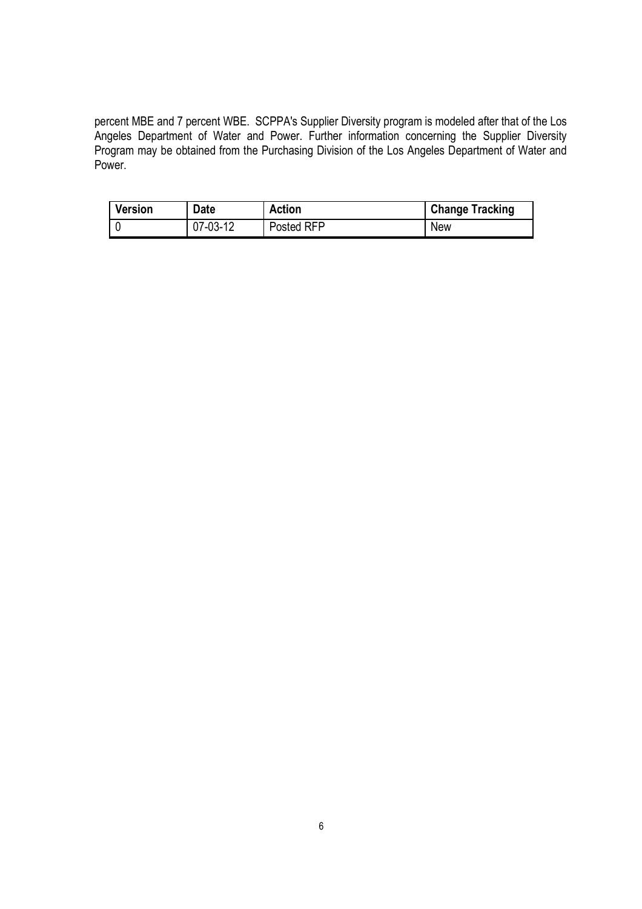percent MBE and 7 percent WBE. SCPPA's Supplier Diversity program is modeled after that of the Los Angeles Department of Water and Power. Further information concerning the Supplier Diversity Program may be obtained from the Purchasing Division of the Los Angeles Department of Water and Power.

| Version | Date | Action | Change Tracking |
|---|---|---|---|
| 0 | 07-03-12 | Posted RFP | New |